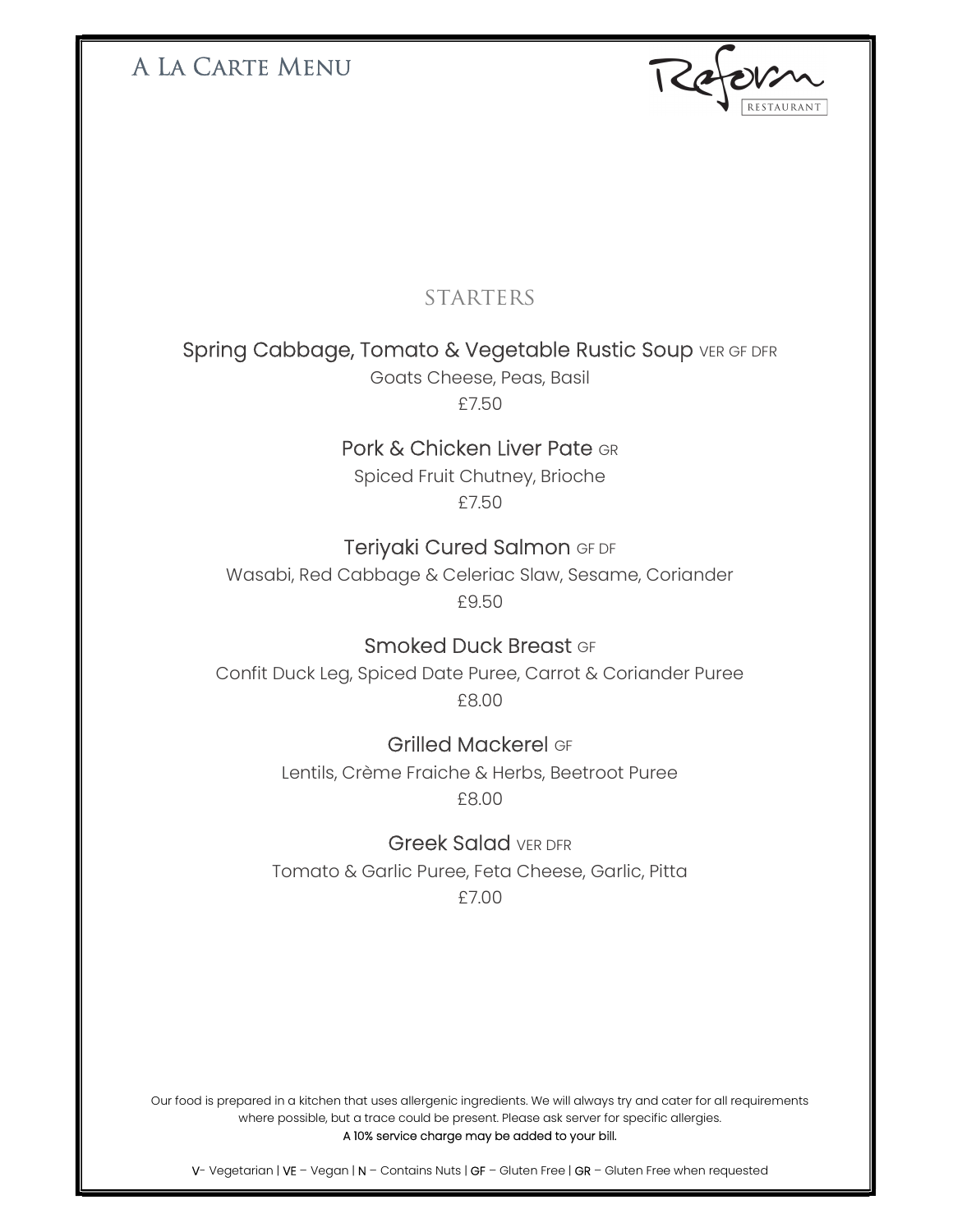# A La Carte Menu

Reform RESTAURANT

## STARTERS

### Spring Cabbage, Tomato & Vegetable Rustic Soup VER GF DFR

Goats Cheese, Peas, Basil

£7.50

### Pork & Chicken Liver Pate GR

Spiced Fruit Chutney, Brioche

£7.50

### Teriyaki Cured Salmon GF DF

Wasabi, Red Cabbage & Celeriac Slaw, Sesame, Coriander

£9.50

### Smoked Duck Breast GF

Confit Duck Leg, Spiced Date Puree, Carrot & Coriander Puree

£8.00

### Grilled Mackerel GF

Lentils, Crème Fraiche & Herbs, Beetroot Puree

£8.00

### Greek Salad VER DFR

Tomato & Garlic Puree, Feta Cheese, Garlic, Pitta

£7.00

Our food is prepared in a kitchen that uses allergenic ingredients. We will always try and cater for all requirements where possible, but a trace could be present. Please ask server for specific allergies.

A 10% service charge may be added to your bill.

V- Vegetarian | VE – Vegan | N – Contains Nuts | GF – Gluten Free | GR – Gluten Free when requested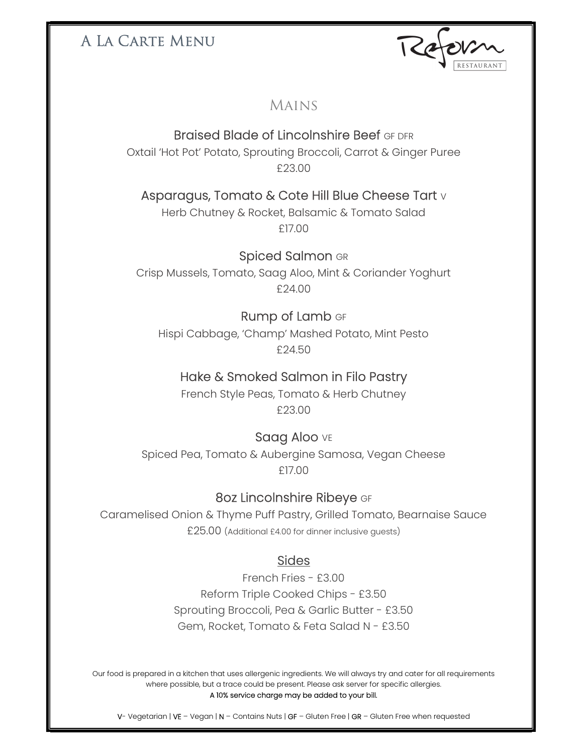# A La Carte Menu

Reform RESTAURANT

## Mains

### Braised Blade of Lincolnshire Beef GF DFR

Oxtail 'Hot Pot' Potato, Sprouting Broccoli, Carrot & Ginger Puree

£23.00

### Asparagus, Tomato & Cote Hill Blue Cheese Tart V

Herb Chutney & Rocket, Balsamic & Tomato Salad

£17.00

### Spiced Salmon GR

Crisp Mussels, Tomato, Saag Aloo, Mint & Coriander Yoghurt

£24.00

### Rump of Lamb GF

Hispi Cabbage, 'Champ' Mashed Potato, Mint Pesto

£24.50

### Hake & Smoked Salmon in Filo Pastry

French Style Peas, Tomato & Herb Chutney

£23.00

### Saag Aloo VE

Spiced Pea, Tomato & Aubergine Samosa, Vegan Cheese

£17.00

### 8oz Lincolnshire Ribeye GF

Caramelised Onion & Thyme Puff Pastry, Grilled Tomato, Bearnaise Sauce

£25.00 (Additional £4.00 for dinner inclusive guests)

## Sides

French Fries - £3.00

Reform Triple Cooked Chips - £3.50

Sprouting Broccoli, Pea & Garlic Butter - £3.50

Gem, Rocket, Tomato & Feta Salad N - £3.50

Our food is prepared in a kitchen that uses allergenic ingredients. We will always try and cater for all requirements where possible, but a trace could be present. Please ask server for specific allergies.

A 10% service charge may be added to your bill.

V- Vegetarian | VE – Vegan | N – Contains Nuts | GF – Gluten Free | GR – Gluten Free when requested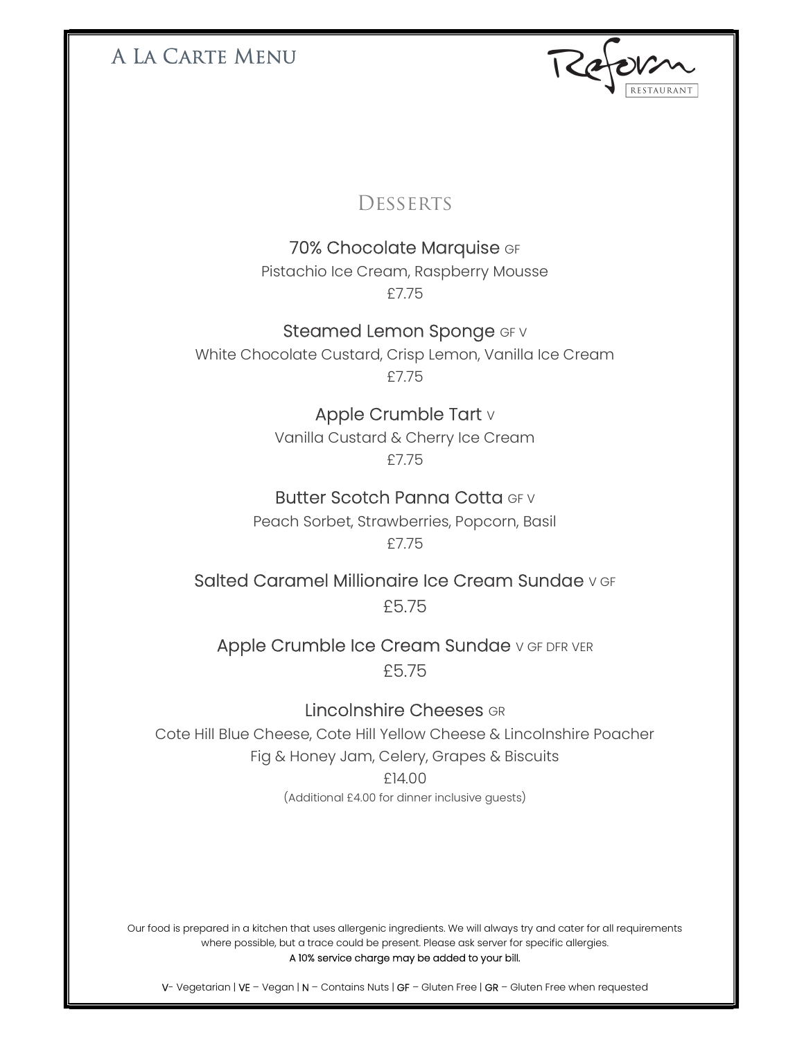# A La Carte Menu

Reform
RESTAURANT

## Desserts

**70% Chocolate Marquise** GF
Pistachio Ice Cream, Raspberry Mousse
£7.75

**Steamed Lemon Sponge** GF V
White Chocolate Custard, Crisp Lemon, Vanilla Ice Cream
£7.75

**Apple Crumble Tart** V
Vanilla Custard & Cherry Ice Cream
£7.75

**Butter Scotch Panna Cotta** GF V
Peach Sorbet, Strawberries, Popcorn, Basil
£7.75

**Salted Caramel Millionaire Ice Cream Sundae** V GF
£5.75

**Apple Crumble Ice Cream Sundae** V GF DFR VER
£5.75

**Lincolnshire Cheeses** GR
Cote Hill Blue Cheese, Cote Hill Yellow Cheese & Lincolnshire Poacher
Fig & Honey Jam, Celery, Grapes & Biscuits
£14.00
(Additional £4.00 for dinner inclusive guests)

Our food is prepared in a kitchen that uses allergenic ingredients. We will always try and cater for all requirements where possible, but a trace could be present. Please ask server for specific allergies.
A 10% service charge may be added to your bill.

V- Vegetarian | VE – Vegan | N – Contains Nuts | GF – Gluten Free | GR – Gluten Free when requested